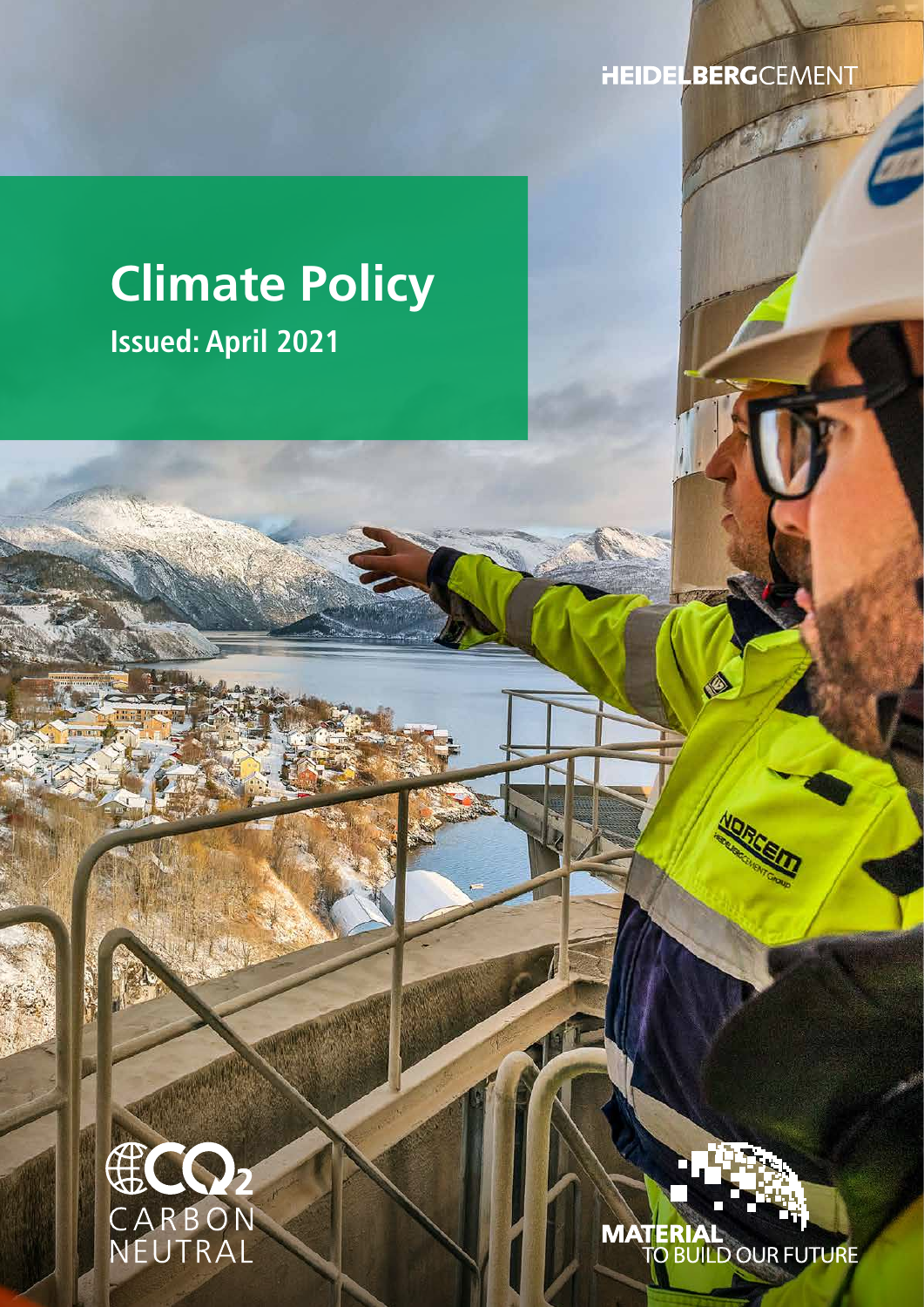HEIDELBERGCEMENT

# Climate Policy

**Issued: April 2021**

$CO_2$ CARBON NEUTRAL

MATERIAL TO BUILD OUR FUTURE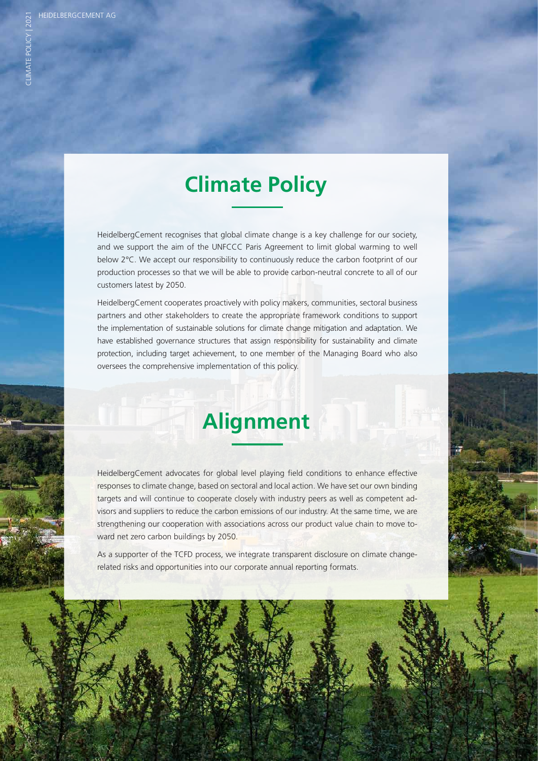# Climate Policy

HeidelbergCement recognises that global climate change is a key challenge for our society, and we support the aim of the UNFCCC Paris Agreement to limit global warming to well below 2°C. We accept our responsibility to continuously reduce the carbon footprint of our production processes so that we will be able to provide carbon-neutral concrete to all of our customers latest by 2050.

HeidelbergCement cooperates proactively with policy makers, communities, sectoral business partners and other stakeholders to create the appropriate framework conditions to support the implementation of sustainable solutions for climate change mitigation and adaptation. We have established governance structures that assign responsibility for sustainability and climate protection, including target achievement, to one member of the Managing Board who also oversees the comprehensive implementation of this policy.

# Alignment

HeidelbergCement advocates for global level playing field conditions to enhance effective responses to climate change, based on sectoral and local action. We have set our own binding targets and will continue to cooperate closely with industry peers as well as competent advisors and suppliers to reduce the carbon emissions of our industry. At the same time, we are strengthening our cooperation with associations across our product value chain to move toward net zero carbon buildings by 2050.

As a supporter of the TCFD process, we integrate transparent disclosure on climate change-related risks and opportunities into our corporate annual reporting formats.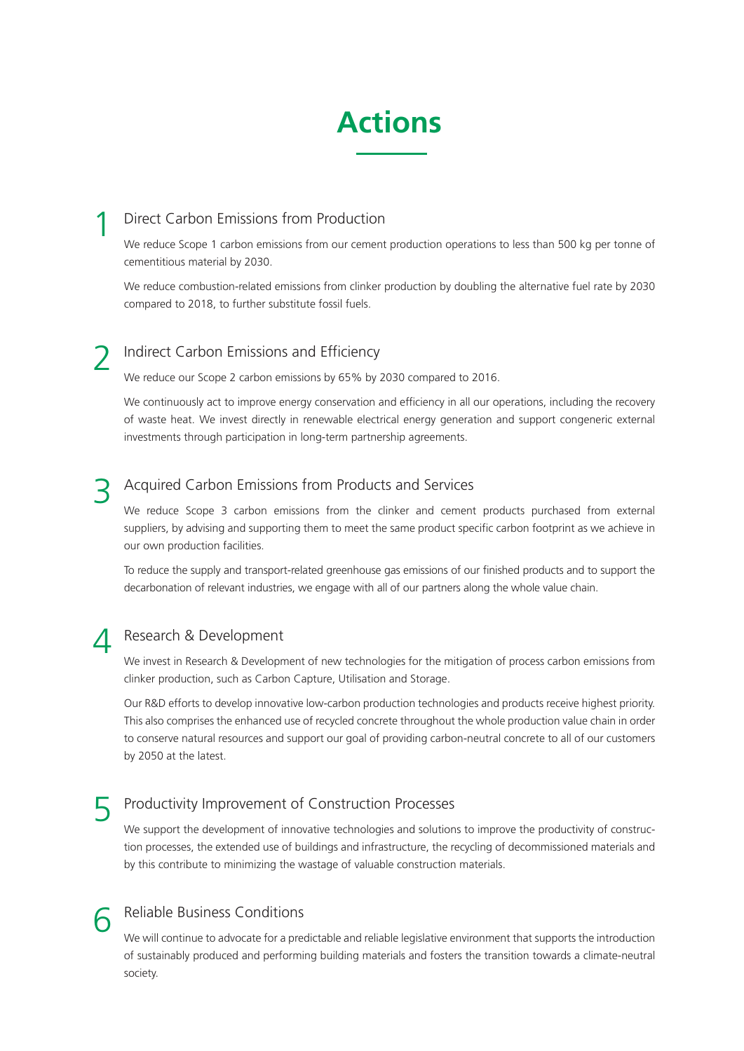# Actions

## 1 Direct Carbon Emissions from Production

We reduce Scope 1 carbon emissions from our cement production operations to less than 500 kg per tonne of cementitious material by 2030.

We reduce combustion-related emissions from clinker production by doubling the alternative fuel rate by 2030 compared to 2018, to further substitute fossil fuels.

## 2 Indirect Carbon Emissions and Efficiency

We reduce our Scope 2 carbon emissions by 65% by 2030 compared to 2016.

We continuously act to improve energy conservation and efficiency in all our operations, including the recovery of waste heat. We invest directly in renewable electrical energy generation and support congeneric external investments through participation in long-term partnership agreements.

## 3 Acquired Carbon Emissions from Products and Services

We reduce Scope 3 carbon emissions from the clinker and cement products purchased from external suppliers, by advising and supporting them to meet the same product specific carbon footprint as we achieve in our own production facilities.

To reduce the supply and transport-related greenhouse gas emissions of our finished products and to support the decarbonation of relevant industries, we engage with all of our partners along the whole value chain.

## 4 Research & Development

We invest in Research & Development of new technologies for the mitigation of process carbon emissions from clinker production, such as Carbon Capture, Utilisation and Storage.

Our R&D efforts to develop innovative low-carbon production technologies and products receive highest priority. This also comprises the enhanced use of recycled concrete throughout the whole production value chain in order to conserve natural resources and support our goal of providing carbon-neutral concrete to all of our customers by 2050 at the latest.

## 5 Productivity Improvement of Construction Processes

We support the development of innovative technologies and solutions to improve the productivity of construction processes, the extended use of buildings and infrastructure, the recycling of decommissioned materials and by this contribute to minimizing the wastage of valuable construction materials.

## 6 Reliable Business Conditions

We will continue to advocate for a predictable and reliable legislative environment that supports the introduction of sustainably produced and performing building materials and fosters the transition towards a climate-neutral society.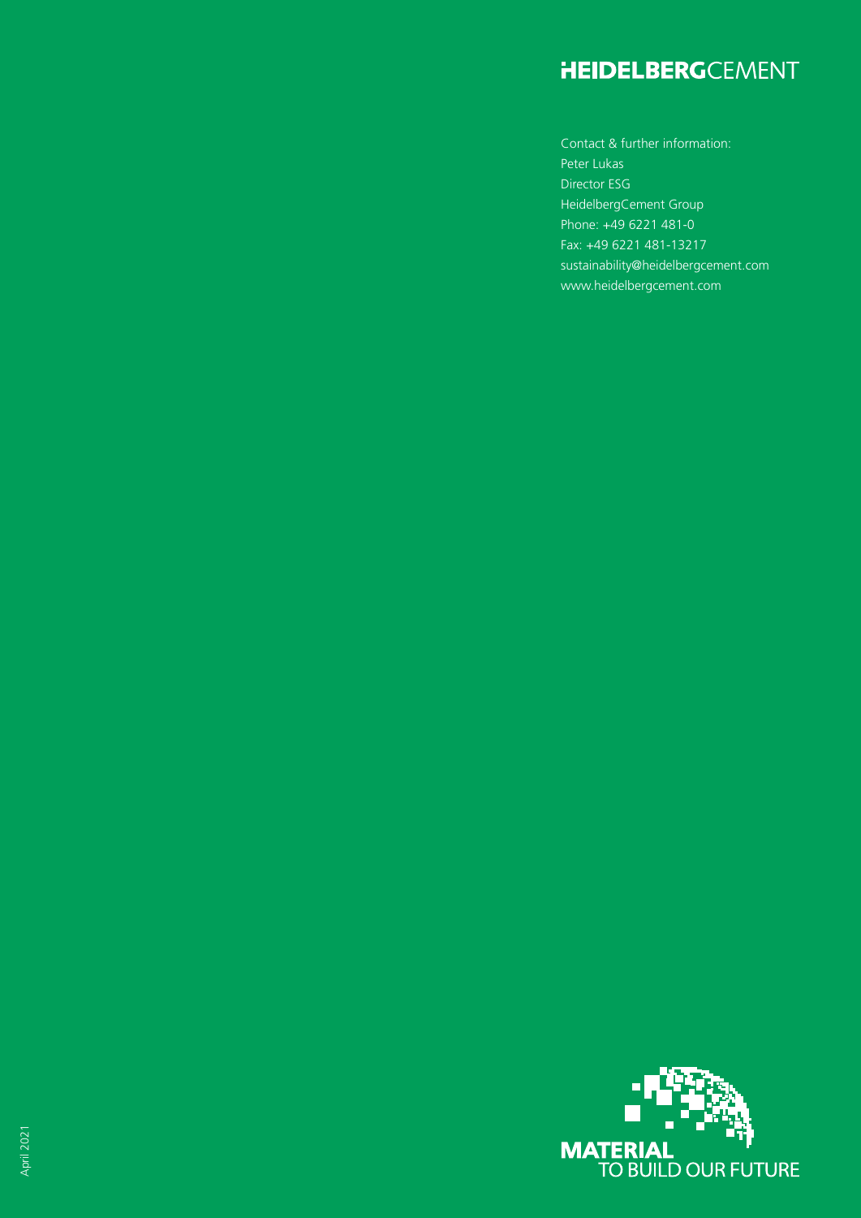**HEIDELBERG**CEMENT

Contact & further information:
Peter Lukas
Director ESG
HeidelbergCement Group
Phone: +49 6221 481-0
Fax: +49 6221 481-13217
sustainability@heidelbergcement.com
www.heidelbergcement.com

**MATERIAL**
TO BUILD OUR FUTURE

April 2021